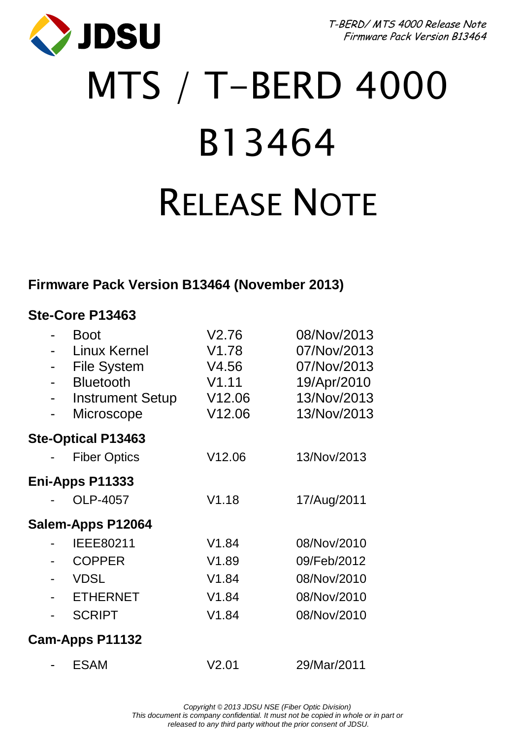# MTS / T-BERD 4000

# B13464

# RELEASE NOTE

## Firmware Pack Version B13464 (November 2013)

### Ste-Core P13463

| | | |
|---|---|---|
| - Boot | V2.76 | 08/Nov/2013 |
| - Linux Kernel | V1.78 | 07/Nov/2013 |
| - File System | V4.56 | 07/Nov/2013 |
| - Bluetooth | V1.11 | 19/Apr/2010 |
| - Instrument Setup | V12.06 | 13/Nov/2013 |
| - Microscope | V12.06 | 13/Nov/2013 |

### Ste-Optical P13463

| | | |
|---|---|---|
| - Fiber Optics | V12.06 | 13/Nov/2013 |

### Eni-Apps P11333

| | | |
|---|---|---|
| - OLP-4057 | V1.18 | 17/Aug/2011 |

### Salem-Apps P12064

| | | |
|---|---|---|
| - IEEE80211 | V1.84 | 08/Nov/2010 |
| - COPPER | V1.89 | 09/Feb/2012 |
| - VDSL | V1.84 | 08/Nov/2010 |
| - ETHERNET | V1.84 | 08/Nov/2010 |
| - SCRIPT | V1.84 | 08/Nov/2010 |

### Cam-Apps P11132

| | | |
|---|---|---|
| - ESAM | V2.01 | 29/Mar/2011 |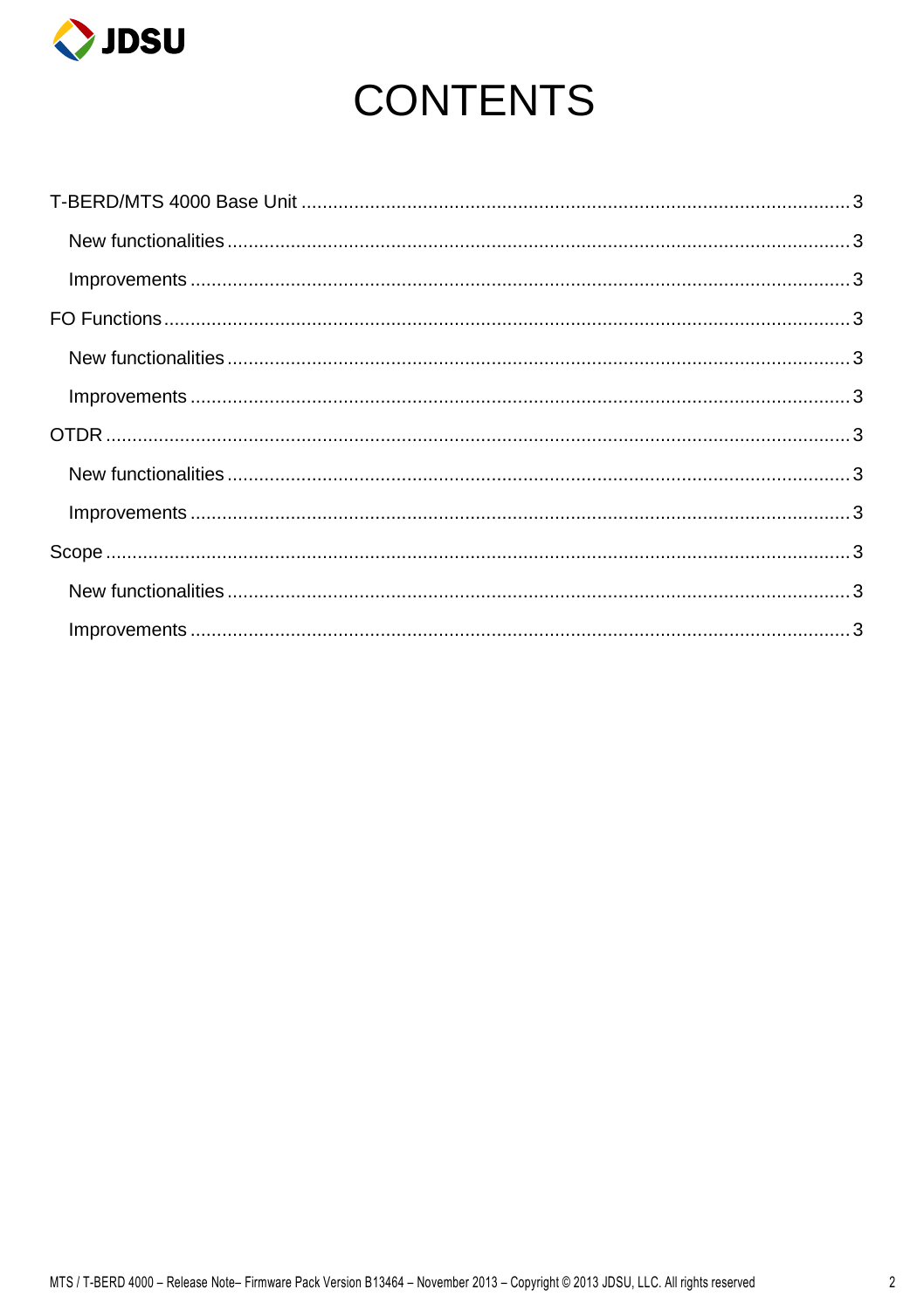# CONTENTS

- T-BERD/MTS 4000 Base Unit ........ 3
  - New functionalities ........ 3
  - Improvements ........ 3
- FO Functions ........ 3
  - New functionalities ........ 3
  - Improvements ........ 3
- OTDR ........ 3
  - New functionalities ........ 3
  - Improvements ........ 3
- Scope ........ 3
  - New functionalities ........ 3
  - Improvements ........ 3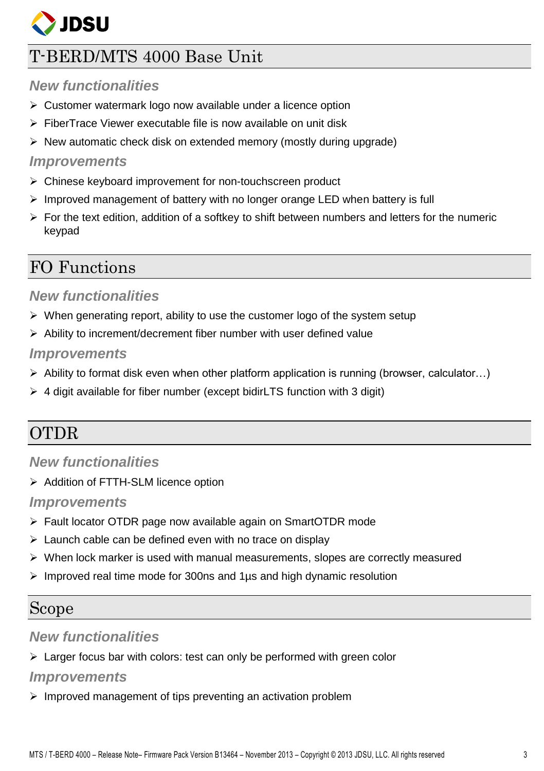# T-BERD/MTS 4000 Base Unit

### *New functionalities*

- Customer watermark logo now available under a licence option
- FiberTrace Viewer executable file is now available on unit disk
- New automatic check disk on extended memory (mostly during upgrade)

### *Improvements*

- Chinese keyboard improvement for non-touchscreen product
- Improved management of battery with no longer orange LED when battery is full
- For the text edition, addition of a softkey to shift between numbers and letters for the numeric keypad

# FO Functions

### *New functionalities*

- When generating report, ability to use the customer logo of the system setup
- Ability to increment/decrement fiber number with user defined value

### *Improvements*

- Ability to format disk even when other platform application is running (browser, calculator…)
- 4 digit available for fiber number (except bidirLTS function with 3 digit)

# OTDR

### *New functionalities*

- Addition of FTTH-SLM licence option

### *Improvements*

- Fault locator OTDR page now available again on SmartOTDR mode
- Launch cable can be defined even with no trace on display
- When lock marker is used with manual measurements, slopes are correctly measured
- Improved real time mode for 300ns and 1µs and high dynamic resolution

# Scope

### *New functionalities*

- Larger focus bar with colors: test can only be performed with green color

### *Improvements*

- Improved management of tips preventing an activation problem